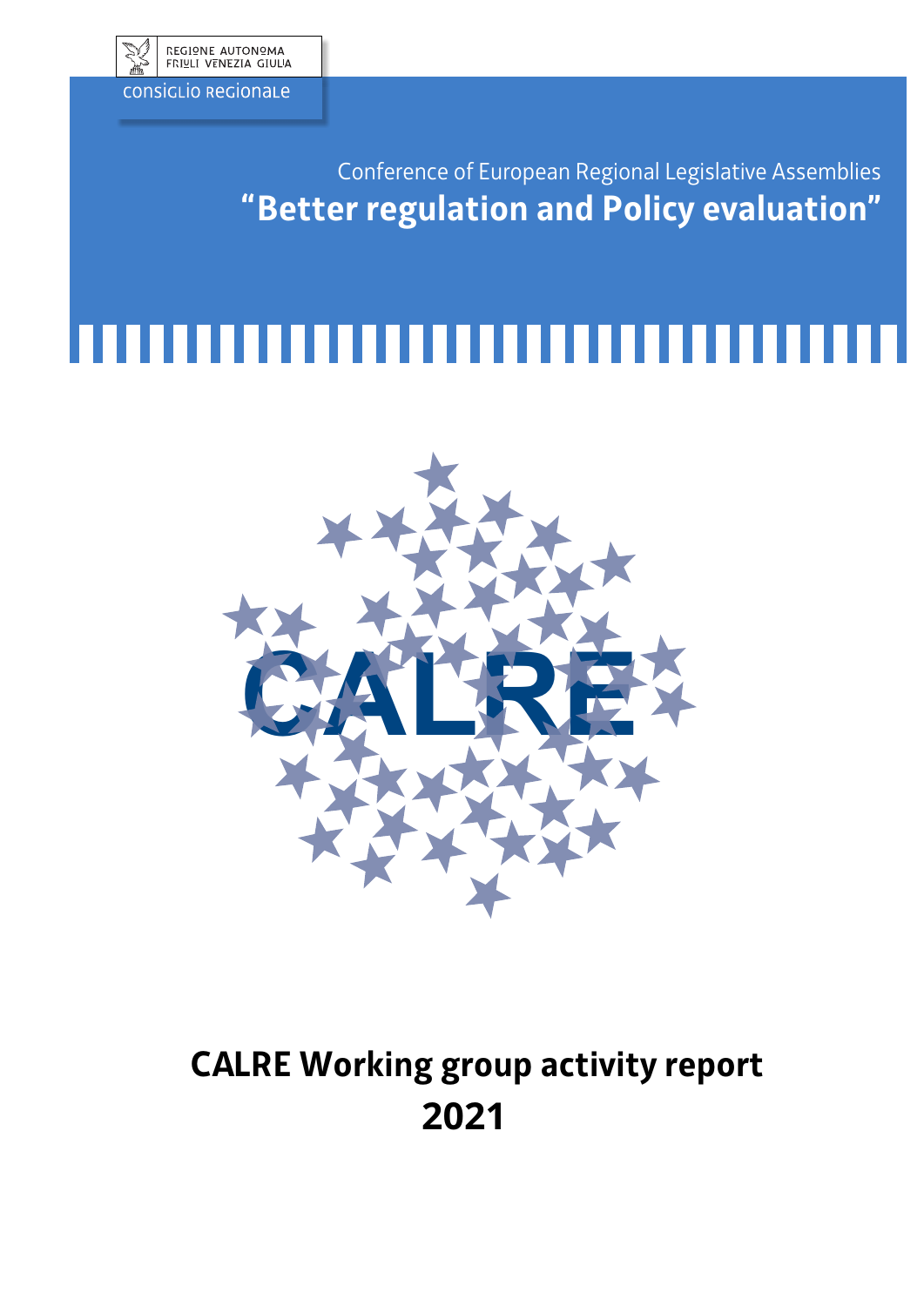REGIONE AUTONOMA FRIULI VENEZIA GIULIA

consiglio regionale

Conference of European Regional Legislative Assemblies

# “Better regulation and Policy evaluation”

CALRE

# CALRE Working group activity report 2021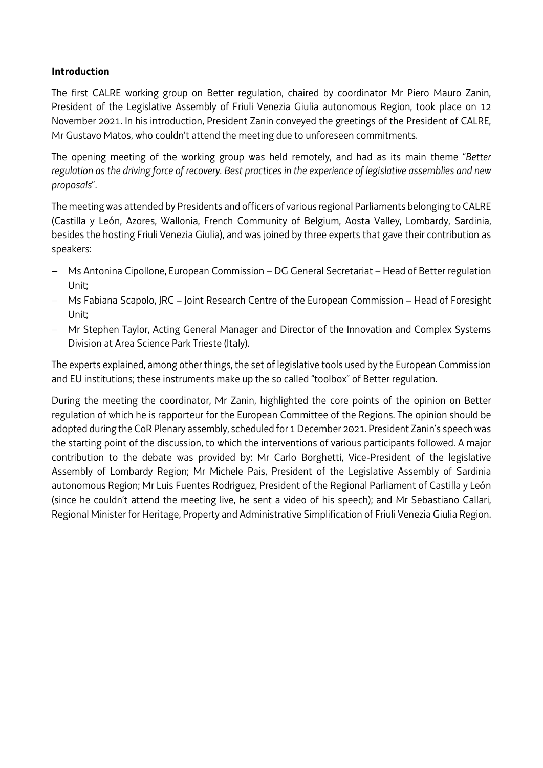**Introduction**

The first CALRE working group on Better regulation, chaired by coordinator Mr Piero Mauro Zanin, President of the Legislative Assembly of Friuli Venezia Giulia autonomous Region, took place on 12 November 2021. In his introduction, President Zanin conveyed the greetings of the President of CALRE, Mr Gustavo Matos, who couldn't attend the meeting due to unforeseen commitments.

The opening meeting of the working group was held remotely, and had as its main theme "*Better regulation as the driving force of recovery. Best practices in the experience of legislative assemblies and new proposals*".

The meeting was attended by Presidents and officers of various regional Parliaments belonging to CALRE (Castilla y León, Azores, Wallonia, French Community of Belgium, Aosta Valley, Lombardy, Sardinia, besides the hosting Friuli Venezia Giulia), and was joined by three experts that gave their contribution as speakers:

- Ms Antonina Cipollone, European Commission – DG General Secretariat – Head of Better regulation Unit;
- Ms Fabiana Scapolo, JRC – Joint Research Centre of the European Commission – Head of Foresight Unit;
- Mr Stephen Taylor, Acting General Manager and Director of the Innovation and Complex Systems Division at Area Science Park Trieste (Italy).

The experts explained, among other things, the set of legislative tools used by the European Commission and EU institutions; these instruments make up the so called "toolbox" of Better regulation.

During the meeting the coordinator, Mr Zanin, highlighted the core points of the opinion on Better regulation of which he is rapporteur for the European Committee of the Regions. The opinion should be adopted during the CoR Plenary assembly, scheduled for 1 December 2021. President Zanin's speech was the starting point of the discussion, to which the interventions of various participants followed. A major contribution to the debate was provided by: Mr Carlo Borghetti, Vice-President of the legislative Assembly of Lombardy Region; Mr Michele Pais, President of the Legislative Assembly of Sardinia autonomous Region; Mr Luis Fuentes Rodriguez, President of the Regional Parliament of Castilla y León (since he couldn't attend the meeting live, he sent a video of his speech); and Mr Sebastiano Callari, Regional Minister for Heritage, Property and Administrative Simplification of Friuli Venezia Giulia Region.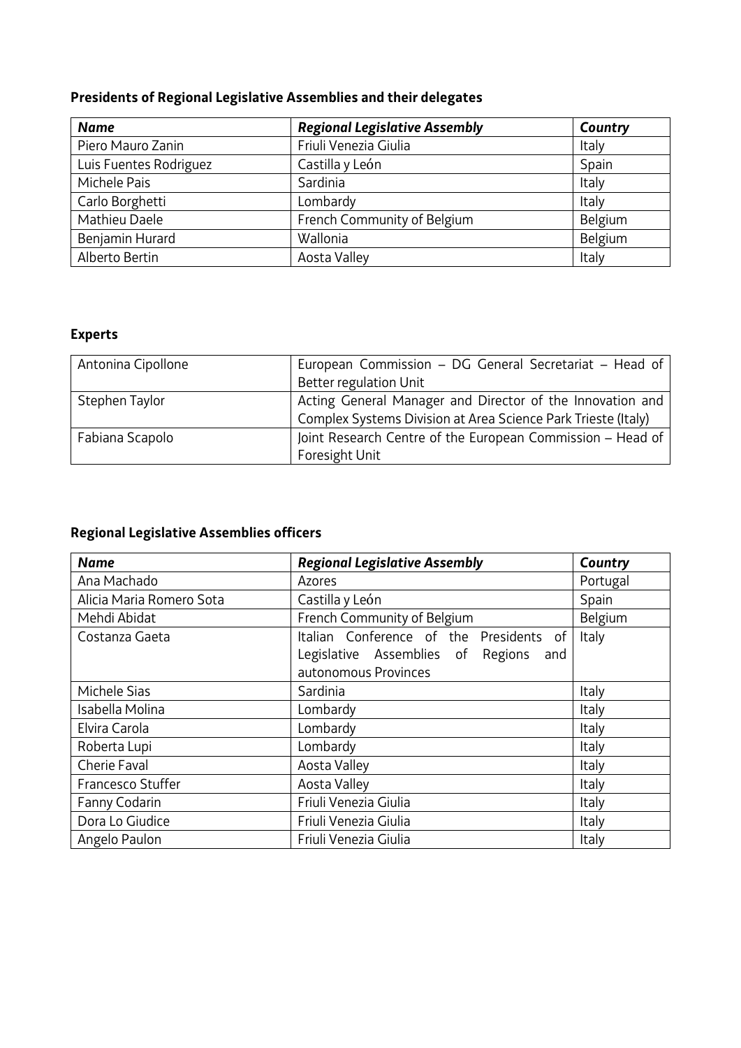**Presidents of Regional Legislative Assemblies and their delegates**

| ***Name*** | ***Regional Legislative Assembly*** | ***Country*** |
|---|---|---|
| Piero Mauro Zanin | Friuli Venezia Giulia | Italy |
| Luis Fuentes Rodriguez | Castilla y León | Spain |
| Michele Pais | Sardinia | Italy |
| Carlo Borghetti | Lombardy | Italy |
| Mathieu Daele | French Community of Belgium | Belgium |
| Benjamin Hurard | Wallonia | Belgium |
| Alberto Bertin | Aosta Valley | Italy |

**Experts**

| | |
|---|---|
| Antonina Cipollone | European Commission – DG General Secretariat – Head of Better regulation Unit |
| Stephen Taylor | Acting General Manager and Director of the Innovation and Complex Systems Division at Area Science Park Trieste (Italy) |
| Fabiana Scapolo | Joint Research Centre of the European Commission – Head of Foresight Unit |

**Regional Legislative Assemblies officers**

| ***Name*** | ***Regional Legislative Assembly*** | ***Country*** |
|---|---|---|
| Ana Machado | Azores | Portugal |
| Alicia Maria Romero Sota | Castilla y León | Spain |
| Mehdi Abidat | French Community of Belgium | Belgium |
| Costanza Gaeta | Italian Conference of the Presidents of Legislative Assemblies of Regions and autonomous Provinces | Italy |
| Michele Sias | Sardinia | Italy |
| Isabella Molina | Lombardy | Italy |
| Elvira Carola | Lombardy | Italy |
| Roberta Lupi | Lombardy | Italy |
| Cherie Faval | Aosta Valley | Italy |
| Francesco Stuffer | Aosta Valley | Italy |
| Fanny Codarin | Friuli Venezia Giulia | Italy |
| Dora Lo Giudice | Friuli Venezia Giulia | Italy |
| Angelo Paulon | Friuli Venezia Giulia | Italy |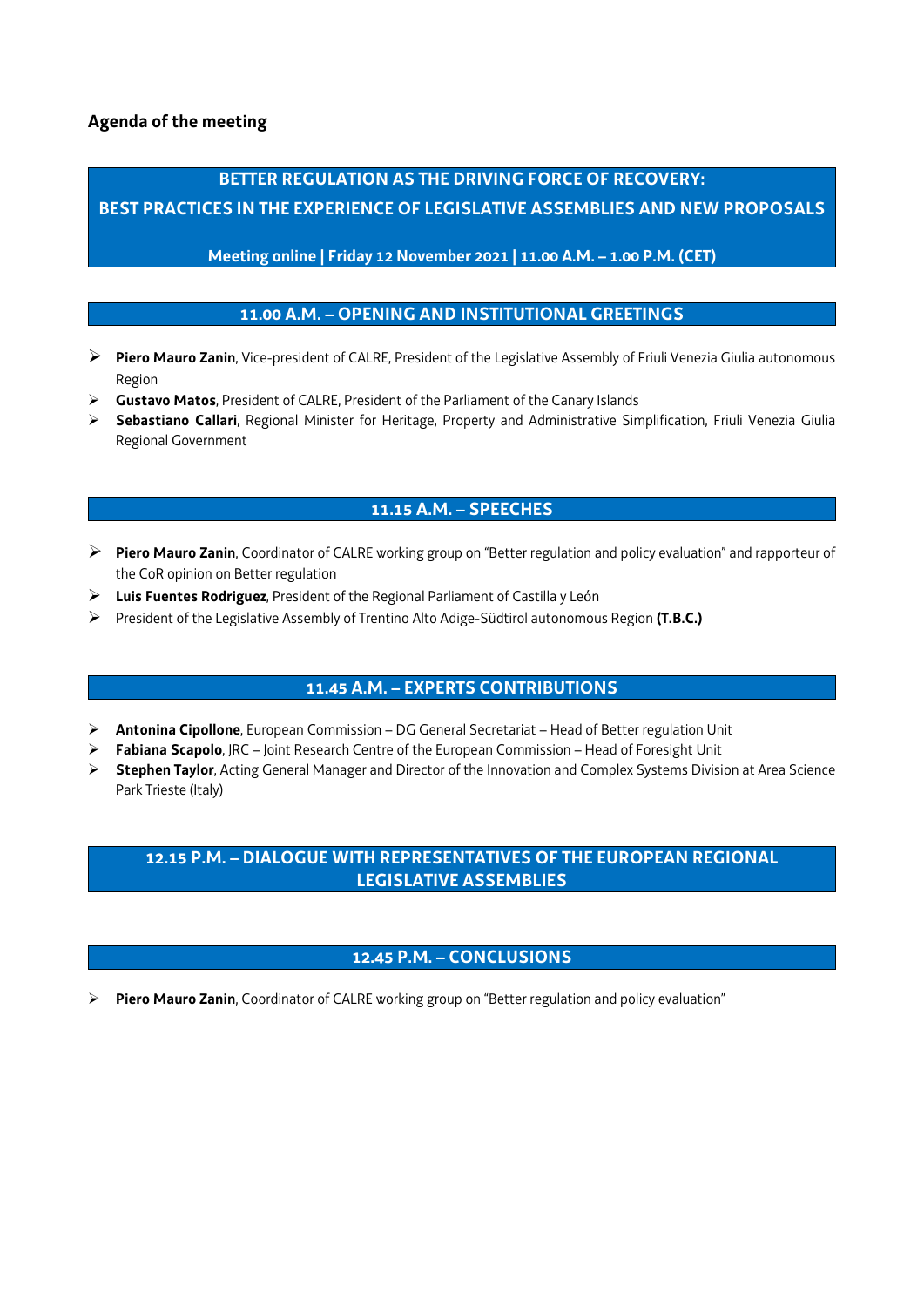## Agenda of the meeting

**BETTER REGULATION AS THE DRIVING FORCE OF RECOVERY:**
**BEST PRACTICES IN THE EXPERIENCE OF LEGISLATIVE ASSEMBLIES AND NEW PROPOSALS**

**Meeting online | Friday 12 November 2021 | 11.00 A.M. – 1.00 P.M. (CET)**

### 11.00 A.M. – OPENING AND INSTITUTIONAL GREETINGS

- **Piero Mauro Zanin**, Vice-president of CALRE, President of the Legislative Assembly of Friuli Venezia Giulia autonomous Region
- **Gustavo Matos**, President of CALRE, President of the Parliament of the Canary Islands
- **Sebastiano Callari**, Regional Minister for Heritage, Property and Administrative Simplification, Friuli Venezia Giulia Regional Government

### 11.15 A.M. – SPEECHES

- **Piero Mauro Zanin**, Coordinator of CALRE working group on "Better regulation and policy evaluation" and rapporteur of the CoR opinion on Better regulation
- **Luis Fuentes Rodriguez**, President of the Regional Parliament of Castilla y León
- President of the Legislative Assembly of Trentino Alto Adige-Südtirol autonomous Region **(T.B.C.)**

### 11.45 A.M. – EXPERTS CONTRIBUTIONS

- **Antonina Cipollone**, European Commission – DG General Secretariat – Head of Better regulation Unit
- **Fabiana Scapolo**, JRC – Joint Research Centre of the European Commission – Head of Foresight Unit
- **Stephen Taylor**, Acting General Manager and Director of the Innovation and Complex Systems Division at Area Science Park Trieste (Italy)

### 12.15 P.M. – DIALOGUE WITH REPRESENTATIVES OF THE EUROPEAN REGIONAL LEGISLATIVE ASSEMBLIES

### 12.45 P.M. – CONCLUSIONS

- **Piero Mauro Zanin**, Coordinator of CALRE working group on "Better regulation and policy evaluation"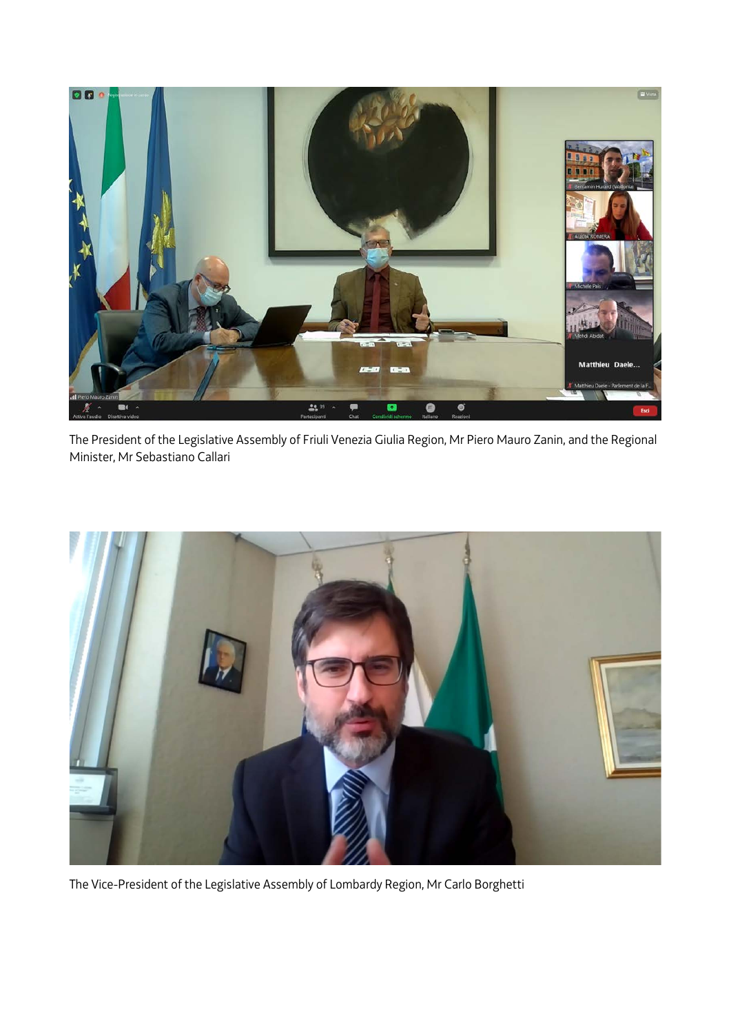The President of the Legislative Assembly of Friuli Venezia Giulia Region, Mr Piero Mauro Zanin, and the Regional Minister, Mr Sebastiano Callari

The Vice-President of the Legislative Assembly of Lombardy Region, Mr Carlo Borghetti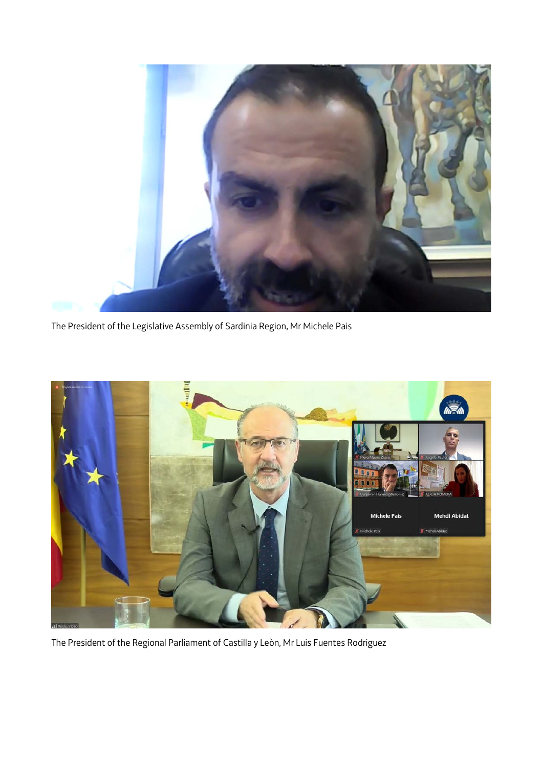The President of the Legislative Assembly of Sardinia Region, Mr Michele Pais

The President of the Regional Parliament of Castilla y Leòn, Mr Luis Fuentes Rodriguez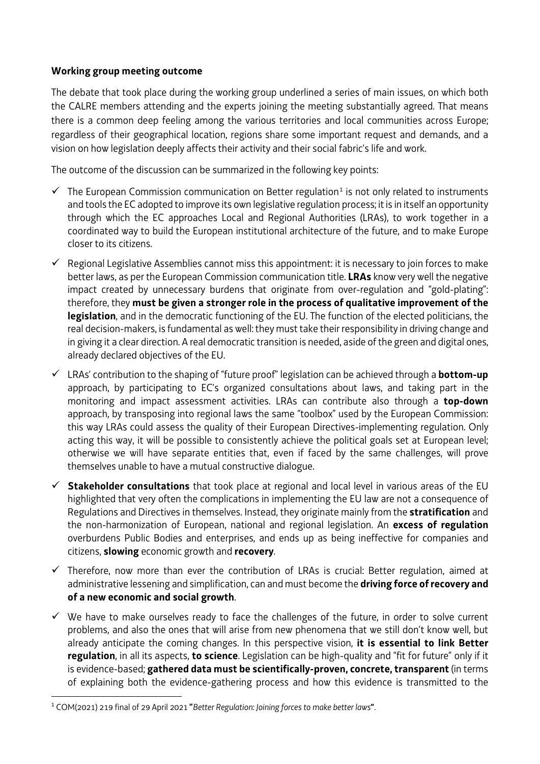**Working group meeting outcome**

The debate that took place during the working group underlined a series of main issues, on which both the CALRE members attending and the experts joining the meeting substantially agreed. That means there is a common deep feeling among the various territories and local communities across Europe; regardless of their geographical location, regions share some important request and demands, and a vision on how legislation deeply affects their activity and their social fabric's life and work.

The outcome of the discussion can be summarized in the following key points:

- ✓ The European Commission communication on Better regulation[1] is not only related to instruments and tools the EC adopted to improve its own legislative regulation process; it is in itself an opportunity through which the EC approaches Local and Regional Authorities (LRAs), to work together in a coordinated way to build the European institutional architecture of the future, and to make Europe closer to its citizens.
- ✓ Regional Legislative Assemblies cannot miss this appointment: it is necessary to join forces to make better laws, as per the European Commission communication title. **LRAs** know very well the negative impact created by unnecessary burdens that originate from over-regulation and "gold-plating": therefore, they **must be given a stronger role in the process of qualitative improvement of the legislation**, and in the democratic functioning of the EU. The function of the elected politicians, the real decision-makers, is fundamental as well: they must take their responsibility in driving change and in giving it a clear direction. A real democratic transition is needed, aside of the green and digital ones, already declared objectives of the EU.
- ✓ LRAs' contribution to the shaping of "future proof" legislation can be achieved through a **bottom-up** approach, by participating to EC's organized consultations about laws, and taking part in the monitoring and impact assessment activities. LRAs can contribute also through a **top-down** approach, by transposing into regional laws the same "toolbox" used by the European Commission: this way LRAs could assess the quality of their European Directives-implementing regulation. Only acting this way, it will be possible to consistently achieve the political goals set at European level; otherwise we will have separate entities that, even if faced by the same challenges, will prove themselves unable to have a mutual constructive dialogue.
- ✓ **Stakeholder consultations** that took place at regional and local level in various areas of the EU highlighted that very often the complications in implementing the EU law are not a consequence of Regulations and Directives in themselves. Instead, they originate mainly from the **stratification** and the non-harmonization of European, national and regional legislation. An **excess of regulation** overburdens Public Bodies and enterprises, and ends up as being ineffective for companies and citizens, **slowing** economic growth and **recovery**.
- ✓ Therefore, now more than ever the contribution of LRAs is crucial: Better regulation, aimed at administrative lessening and simplification, can and must become the **driving force of recovery and of a new economic and social growth**.
- ✓ We have to make ourselves ready to face the challenges of the future, in order to solve current problems, and also the ones that will arise from new phenomena that we still don't know well, but already anticipate the coming changes. In this perspective vision, **it is essential to link Better regulation**, in all its aspects, **to science**. Legislation can be high-quality and "fit for future" only if it is evidence-based; **gathered data must be scientifically-proven, concrete, transparent** (in terms of explaining both the evidence-gathering process and how this evidence is transmitted to the

[1] COM(2021) 219 final of 29 April 2021 **"***Better Regulation: Joining forces to make better laws***"**.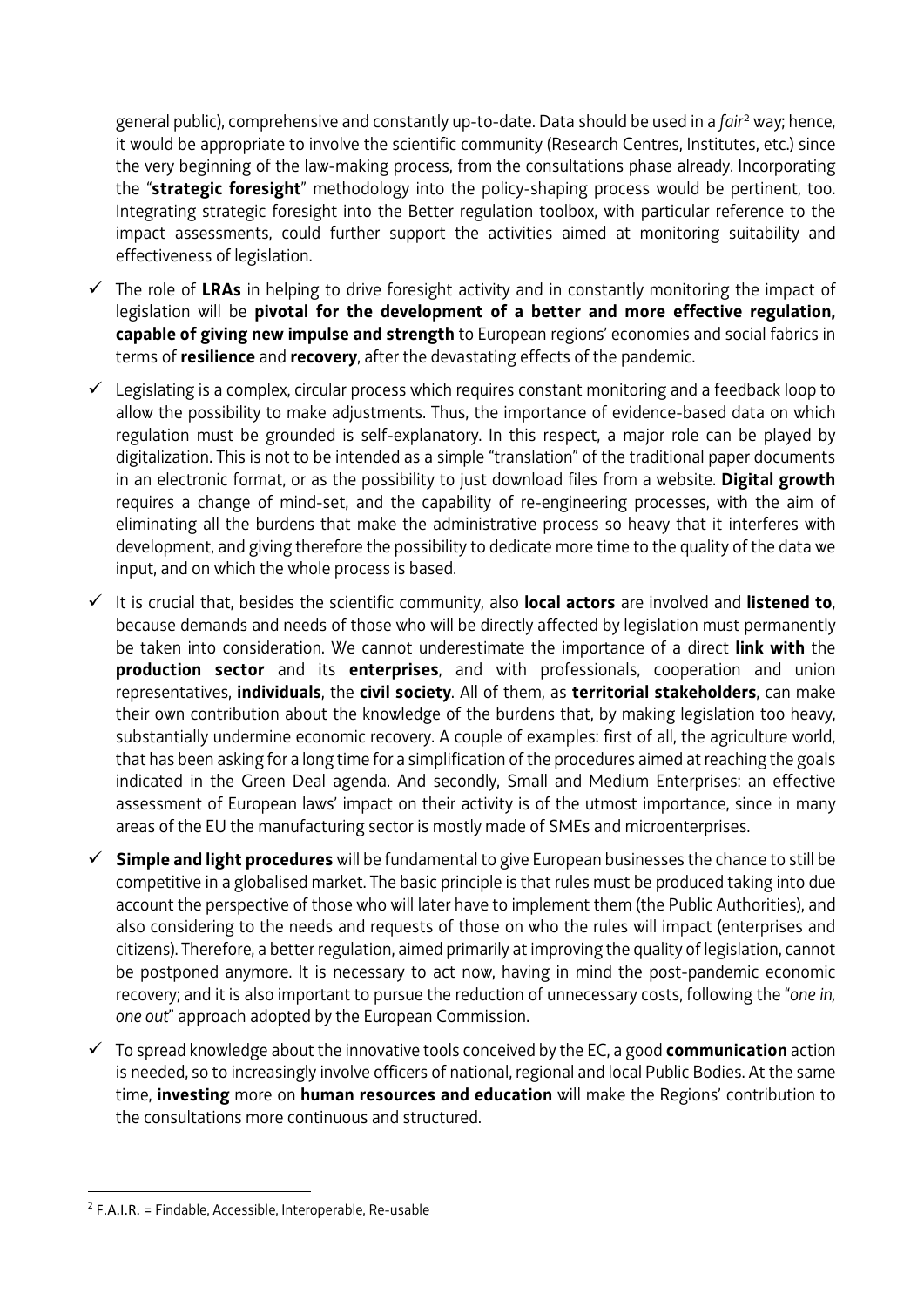general public), comprehensive and constantly up-to-date. Data should be used in a *fair*[2] way; hence, it would be appropriate to involve the scientific community (Research Centres, Institutes, etc.) since the very beginning of the law-making process, from the consultations phase already. Incorporating the "**strategic foresight**" methodology into the policy-shaping process would be pertinent, too. Integrating strategic foresight into the Better regulation toolbox, with particular reference to the impact assessments, could further support the activities aimed at monitoring suitability and effectiveness of legislation.

- ✓ The role of **LRAs** in helping to drive foresight activity and in constantly monitoring the impact of legislation will be **pivotal for the development of a better and more effective regulation, capable of giving new impulse and strength** to European regions' economies and social fabrics in terms of **resilience** and **recovery**, after the devastating effects of the pandemic.
- ✓ Legislating is a complex, circular process which requires constant monitoring and a feedback loop to allow the possibility to make adjustments. Thus, the importance of evidence-based data on which regulation must be grounded is self-explanatory. In this respect, a major role can be played by digitalization. This is not to be intended as a simple "translation" of the traditional paper documents in an electronic format, or as the possibility to just download files from a website. **Digital growth** requires a change of mind-set, and the capability of re-engineering processes, with the aim of eliminating all the burdens that make the administrative process so heavy that it interferes with development, and giving therefore the possibility to dedicate more time to the quality of the data we input, and on which the whole process is based.
- ✓ It is crucial that, besides the scientific community, also **local actors** are involved and **listened to**, because demands and needs of those who will be directly affected by legislation must permanently be taken into consideration. We cannot underestimate the importance of a direct **link with** the **production sector** and its **enterprises**, and with professionals, cooperation and union representatives, **individuals**, the **civil society**. All of them, as **territorial stakeholders**, can make their own contribution about the knowledge of the burdens that, by making legislation too heavy, substantially undermine economic recovery. A couple of examples: first of all, the agriculture world, that has been asking for a long time for a simplification of the procedures aimed at reaching the goals indicated in the Green Deal agenda. And secondly, Small and Medium Enterprises: an effective assessment of European laws' impact on their activity is of the utmost importance, since in many areas of the EU the manufacturing sector is mostly made of SMEs and microenterprises.
- ✓ **Simple and light procedures** will be fundamental to give European businesses the chance to still be competitive in a globalised market. The basic principle is that rules must be produced taking into due account the perspective of those who will later have to implement them (the Public Authorities), and also considering to the needs and requests of those on who the rules will impact (enterprises and citizens). Therefore, a better regulation, aimed primarily at improving the quality of legislation, cannot be postponed anymore. It is necessary to act now, having in mind the post-pandemic economic recovery; and it is also important to pursue the reduction of unnecessary costs, following the "*one in, one out*" approach adopted by the European Commission.
- ✓ To spread knowledge about the innovative tools conceived by the EC, a good **communication** action is needed, so to increasingly involve officers of national, regional and local Public Bodies. At the same time, **investing** more on **human resources and education** will make the Regions' contribution to the consultations more continuous and structured.

---

[2] F.A.I.R. = Findable, Accessible, Interoperable, Re-usable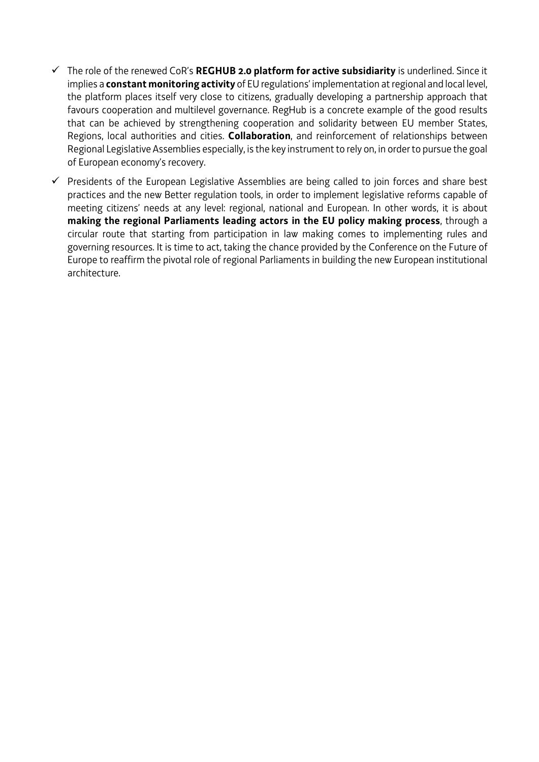- ✓ The role of the renewed CoR's **REGHUB 2.0 platform for active subsidiarity** is underlined. Since it implies a **constant monitoring activity** of EU regulations' implementation at regional and local level, the platform places itself very close to citizens, gradually developing a partnership approach that favours cooperation and multilevel governance. RegHub is a concrete example of the good results that can be achieved by strengthening cooperation and solidarity between EU member States, Regions, local authorities and cities. **Collaboration**, and reinforcement of relationships between Regional Legislative Assemblies especially, is the key instrument to rely on, in order to pursue the goal of European economy's recovery.

- ✓ Presidents of the European Legislative Assemblies are being called to join forces and share best practices and the new Better regulation tools, in order to implement legislative reforms capable of meeting citizens' needs at any level: regional, national and European. In other words, it is about **making the regional Parliaments leading actors in the EU policy making process**, through a circular route that starting from participation in law making comes to implementing rules and governing resources. It is time to act, taking the chance provided by the Conference on the Future of Europe to reaffirm the pivotal role of regional Parliaments in building the new European institutional architecture.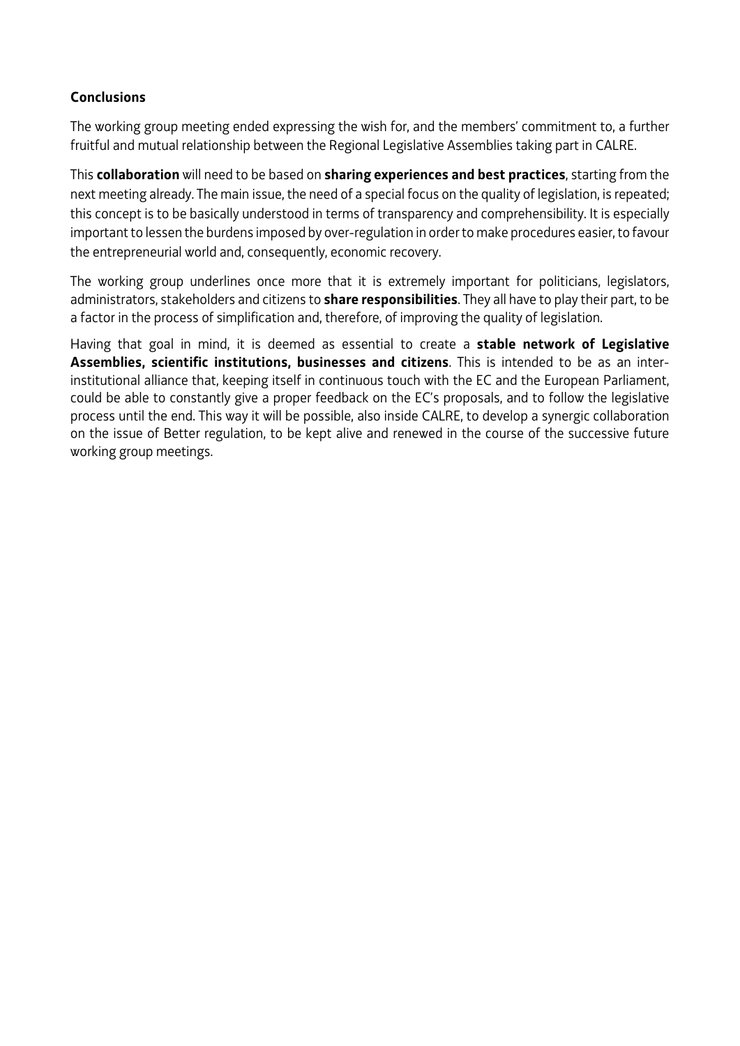**Conclusions**

The working group meeting ended expressing the wish for, and the members' commitment to, a further fruitful and mutual relationship between the Regional Legislative Assemblies taking part in CALRE.

This **collaboration** will need to be based on **sharing experiences and best practices**, starting from the next meeting already. The main issue, the need of a special focus on the quality of legislation, is repeated; this concept is to be basically understood in terms of transparency and comprehensibility. It is especially important to lessen the burdens imposed by over-regulation in order to make procedures easier, to favour the entrepreneurial world and, consequently, economic recovery.

The working group underlines once more that it is extremely important for politicians, legislators, administrators, stakeholders and citizens to **share responsibilities**. They all have to play their part, to be a factor in the process of simplification and, therefore, of improving the quality of legislation.

Having that goal in mind, it is deemed as essential to create a **stable network of Legislative Assemblies, scientific institutions, businesses and citizens**. This is intended to be as an inter-institutional alliance that, keeping itself in continuous touch with the EC and the European Parliament, could be able to constantly give a proper feedback on the EC's proposals, and to follow the legislative process until the end. This way it will be possible, also inside CALRE, to develop a synergic collaboration on the issue of Better regulation, to be kept alive and renewed in the course of the successive future working group meetings.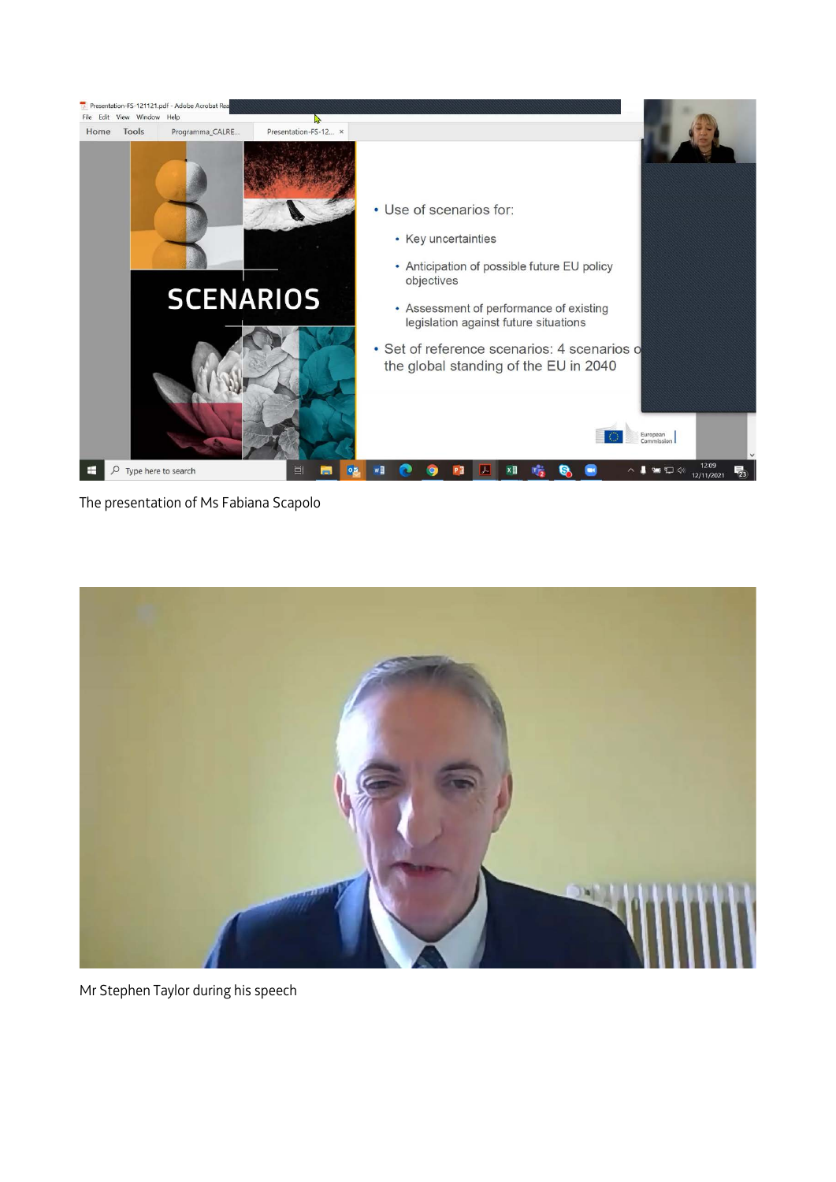The presentation of Ms Fabiana Scapolo

Mr Stephen Taylor during his speech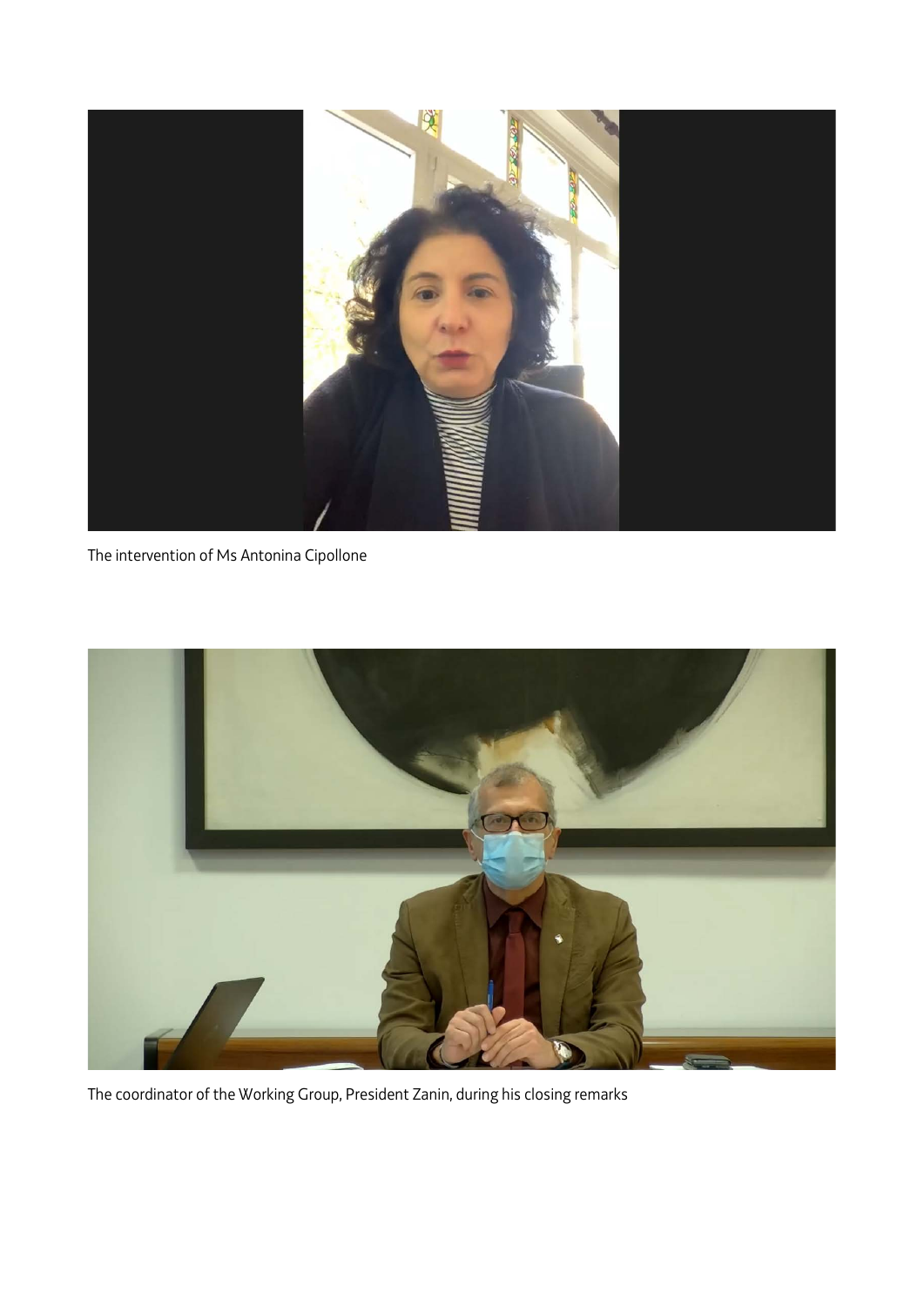The intervention of Ms Antonina Cipollone

The coordinator of the Working Group, President Zanin, during his closing remarks